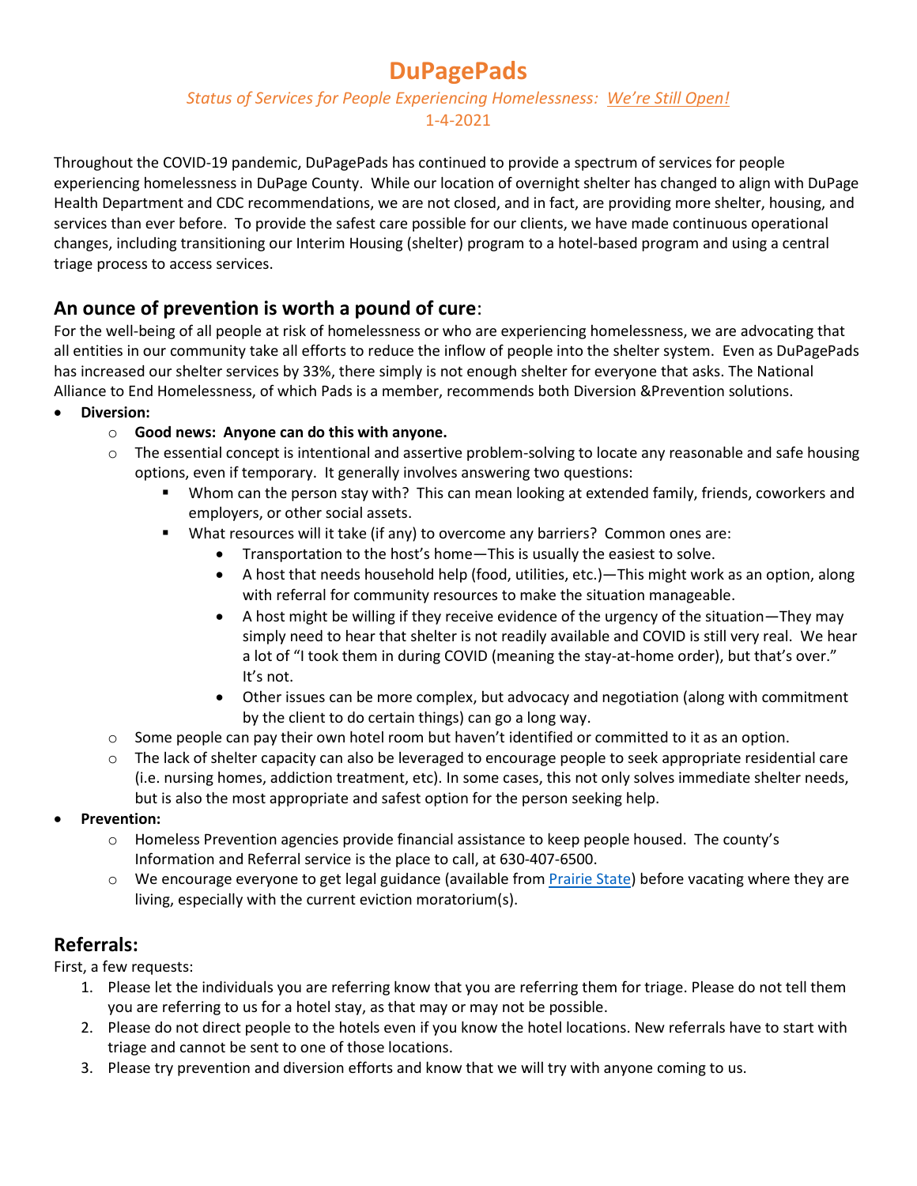# DuPagePads

*Status of Services for People Experiencing Homelessness: We're Still Open!*

1-4-2021

Throughout the COVID-19 pandemic, DuPagePads has continued to provide a spectrum of services for people experiencing homelessness in DuPage County. While our location of overnight shelter has changed to align with DuPage Health Department and CDC recommendations, we are not closed, and in fact, are providing more shelter, housing, and services than ever before. To provide the safest care possible for our clients, we have made continuous operational changes, including transitioning our Interim Housing (shelter) program to a hotel-based program and using a central triage process to access services.

## An ounce of prevention is worth a pound of cure:

For the well-being of all people at risk of homelessness or who are experiencing homelessness, we are advocating that all entities in our community take all efforts to reduce the inflow of people into the shelter system. Even as DuPagePads has increased our shelter services by 33%, there simply is not enough shelter for everyone that asks. The National Alliance to End Homelessness, of which Pads is a member, recommends both Diversion &Prevention solutions.

- **Diversion:**
  - **Good news: Anyone can do this with anyone.**
  - The essential concept is intentional and assertive problem-solving to locate any reasonable and safe housing options, even if temporary. It generally involves answering two questions:
    - Whom can the person stay with? This can mean looking at extended family, friends, coworkers and employers, or other social assets.
    - What resources will it take (if any) to overcome any barriers? Common ones are:
      - Transportation to the host's home—This is usually the easiest to solve.
      - A host that needs household help (food, utilities, etc.)—This might work as an option, along with referral for community resources to make the situation manageable.
      - A host might be willing if they receive evidence of the urgency of the situation—They may simply need to hear that shelter is not readily available and COVID is still very real. We hear a lot of "I took them in during COVID (meaning the stay-at-home order), but that's over." It's not.
      - Other issues can be more complex, but advocacy and negotiation (along with commitment by the client to do certain things) can go a long way.
  - Some people can pay their own hotel room but haven't identified or committed to it as an option.
  - The lack of shelter capacity can also be leveraged to encourage people to seek appropriate residential care (i.e. nursing homes, addiction treatment, etc). In some cases, this not only solves immediate shelter needs, but is also the most appropriate and safest option for the person seeking help.
- **Prevention:**
  - Homeless Prevention agencies provide financial assistance to keep people housed. The county's Information and Referral service is the place to call, at 630-407-6500.
  - We encourage everyone to get legal guidance (available from Prairie State) before vacating where they are living, especially with the current eviction moratorium(s).

## Referrals:

First, a few requests:

1. Please let the individuals you are referring know that you are referring them for triage. Please do not tell them you are referring to us for a hotel stay, as that may or may not be possible.
2. Please do not direct people to the hotels even if you know the hotel locations. New referrals have to start with triage and cannot be sent to one of those locations.
3. Please try prevention and diversion efforts and know that we will try with anyone coming to us.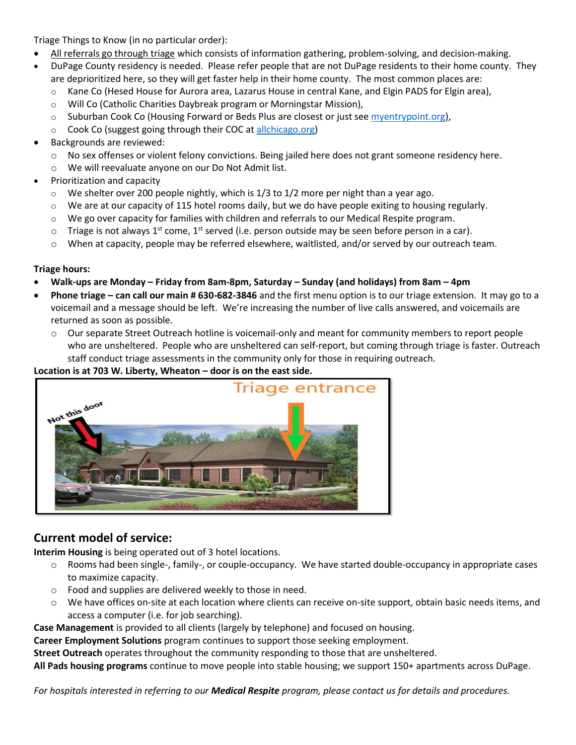Triage Things to Know (in no particular order):

- All referrals go through triage which consists of information gathering, problem-solving, and decision-making.
- DuPage County residency is needed. Please refer people that are not DuPage residents to their home county. They are deprioritized here, so they will get faster help in their home county. The most common places are:
  - Kane Co (Hesed House for Aurora area, Lazarus House in central Kane, and Elgin PADS for Elgin area),
  - Will Co (Catholic Charities Daybreak program or Morningstar Mission),
  - Suburban Cook Co (Housing Forward or Beds Plus are closest or just see myentrypoint.org),
  - Cook Co (suggest going through their COC at allchicago.org)
- Backgrounds are reviewed:
  - No sex offenses or violent felony convictions. Being jailed here does not grant someone residency here.
  - We will reevaluate anyone on our Do Not Admit list.
- Prioritization and capacity
  - We shelter over 200 people nightly, which is 1/3 to 1/2 more per night than a year ago.
  - We are at our capacity of 115 hotel rooms daily, but we do have people exiting to housing regularly.
  - We go over capacity for families with children and referrals to our Medical Respite program.
  - Triage is not always 1st come, 1st served (i.e. person outside may be seen before person in a car).
  - When at capacity, people may be referred elsewhere, waitlisted, and/or served by our outreach team.

**Triage hours:**

- **Walk-ups are Monday – Friday from 8am-8pm, Saturday – Sunday (and holidays) from 8am – 4pm**
- **Phone triage – can call our main # 630-682-3846** and the first menu option is to our triage extension. It may go to a voicemail and a message should be left. We're increasing the number of live calls answered, and voicemails are returned as soon as possible.
  - Our separate Street Outreach hotline is voicemail-only and meant for community members to report people who are unsheltered. People who are unsheltered can self-report, but coming through triage is faster. Outreach staff conduct triage assessments in the community only for those in requiring outreach.

**Location is at 703 W. Liberty, Wheaton – door is on the east side.**

Not this door

Triage entrance

## Current model of service:

**Interim Housing** is being operated out of 3 hotel locations.

- Rooms had been single-, family-, or couple-occupancy. We have started double-occupancy in appropriate cases to maximize capacity.
- Food and supplies are delivered weekly to those in need.
- We have offices on-site at each location where clients can receive on-site support, obtain basic needs items, and access a computer (i.e. for job searching).

**Case Management** is provided to all clients (largely by telephone) and focused on housing.

**Career Employment Solutions** program continues to support those seeking employment.

**Street Outreach** operates throughout the community responding to those that are unsheltered.

**All Pads housing programs** continue to move people into stable housing; we support 150+ apartments across DuPage.

*For hospitals interested in referring to our **Medical Respite** program, please contact us for details and procedures.*